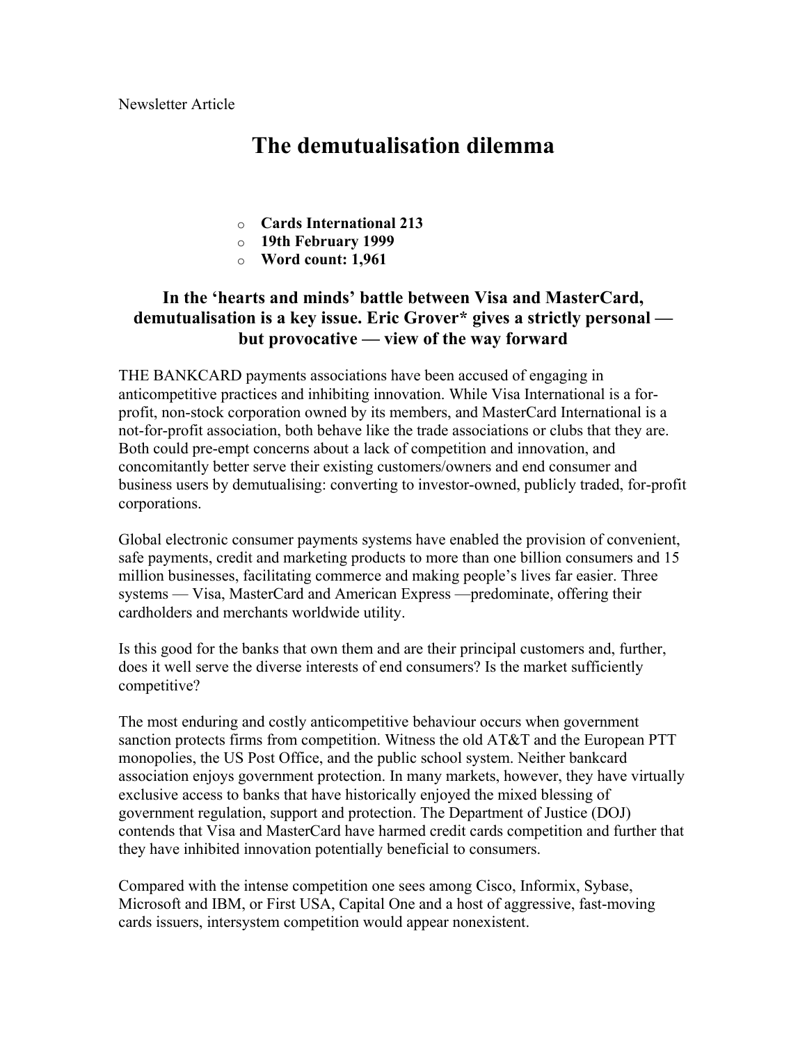Newsletter Article

# The demutualisation dilemma

- **Cards International 213**
- **19th February 1999**
- **Word count: 1,961**

### In the 'hearts and minds' battle between Visa and MasterCard, demutualisation is a key issue. Eric Grover* gives a strictly personal — but provocative — view of the way forward

THE BANKCARD payments associations have been accused of engaging in anticompetitive practices and inhibiting innovation. While Visa International is a for-profit, non-stock corporation owned by its members, and MasterCard International is a not-for-profit association, both behave like the trade associations or clubs that they are. Both could pre-empt concerns about a lack of competition and innovation, and concomitantly better serve their existing customers/owners and end consumer and business users by demutualising: converting to investor-owned, publicly traded, for-profit corporations.

Global electronic consumer payments systems have enabled the provision of convenient, safe payments, credit and marketing products to more than one billion consumers and 15 million businesses, facilitating commerce and making people's lives far easier. Three systems — Visa, MasterCard and American Express —predominate, offering their cardholders and merchants worldwide utility.

Is this good for the banks that own them and are their principal customers and, further, does it well serve the diverse interests of end consumers? Is the market sufficiently competitive?

The most enduring and costly anticompetitive behaviour occurs when government sanction protects firms from competition. Witness the old AT&T and the European PTT monopolies, the US Post Office, and the public school system. Neither bankcard association enjoys government protection. In many markets, however, they have virtually exclusive access to banks that have historically enjoyed the mixed blessing of government regulation, support and protection. The Department of Justice (DOJ) contends that Visa and MasterCard have harmed credit cards competition and further that they have inhibited innovation potentially beneficial to consumers.

Compared with the intense competition one sees among Cisco, Informix, Sybase, Microsoft and IBM, or First USA, Capital One and a host of aggressive, fast-moving cards issuers, intersystem competition would appear nonexistent.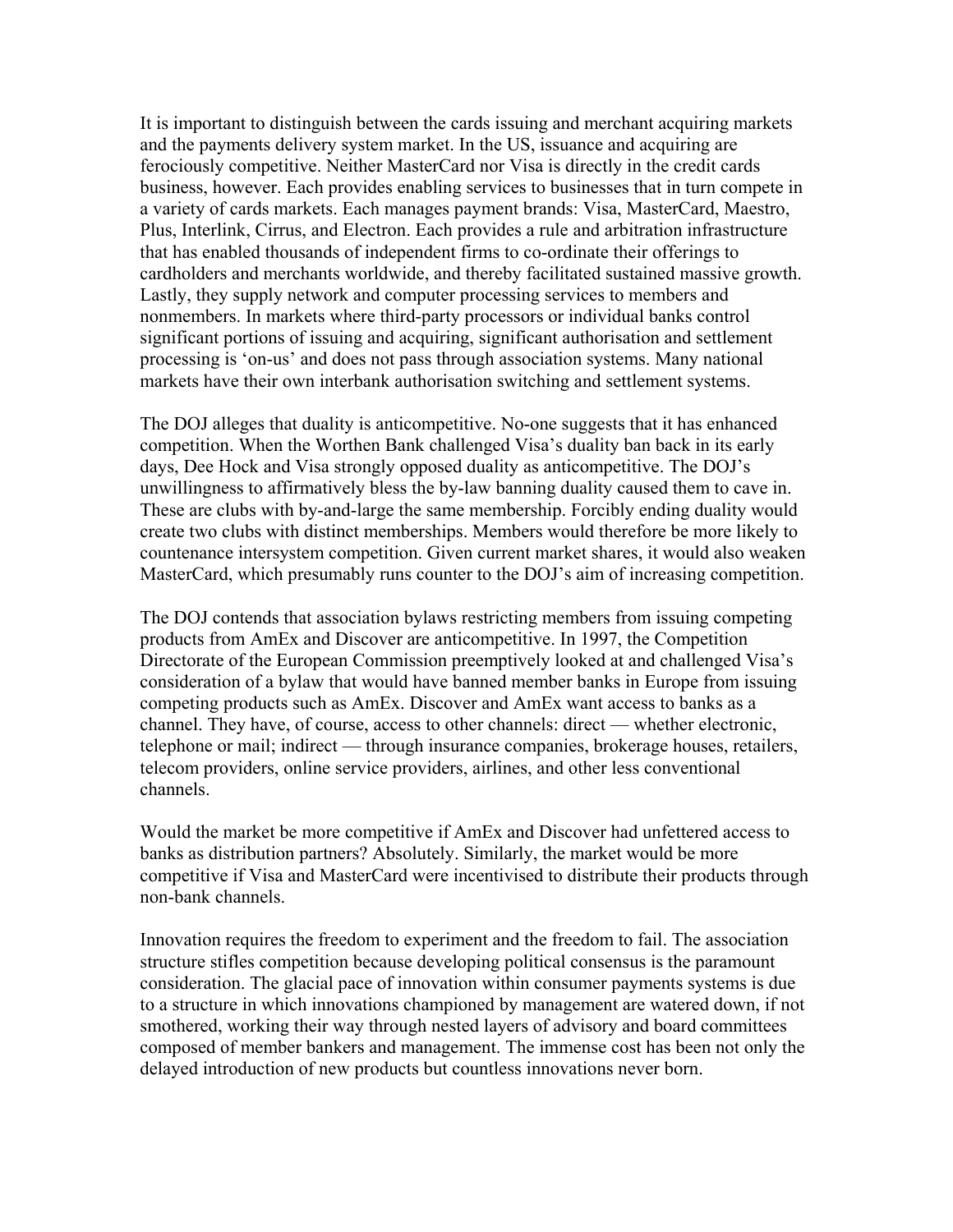It is important to distinguish between the cards issuing and merchant acquiring markets and the payments delivery system market. In the US, issuance and acquiring are ferociously competitive. Neither MasterCard nor Visa is directly in the credit cards business, however. Each provides enabling services to businesses that in turn compete in a variety of cards markets. Each manages payment brands: Visa, MasterCard, Maestro, Plus, Interlink, Cirrus, and Electron. Each provides a rule and arbitration infrastructure that has enabled thousands of independent firms to co-ordinate their offerings to cardholders and merchants worldwide, and thereby facilitated sustained massive growth. Lastly, they supply network and computer processing services to members and nonmembers. In markets where third-party processors or individual banks control significant portions of issuing and acquiring, significant authorisation and settlement processing is 'on-us' and does not pass through association systems. Many national markets have their own interbank authorisation switching and settlement systems.

The DOJ alleges that duality is anticompetitive. No-one suggests that it has enhanced competition. When the Worthen Bank challenged Visa's duality ban back in its early days, Dee Hock and Visa strongly opposed duality as anticompetitive. The DOJ's unwillingness to affirmatively bless the by-law banning duality caused them to cave in. These are clubs with by-and-large the same membership. Forcibly ending duality would create two clubs with distinct memberships. Members would therefore be more likely to countenance intersystem competition. Given current market shares, it would also weaken MasterCard, which presumably runs counter to the DOJ's aim of increasing competition.

The DOJ contends that association bylaws restricting members from issuing competing products from AmEx and Discover are anticompetitive. In 1997, the Competition Directorate of the European Commission preemptively looked at and challenged Visa's consideration of a bylaw that would have banned member banks in Europe from issuing competing products such as AmEx. Discover and AmEx want access to banks as a channel. They have, of course, access to other channels: direct — whether electronic, telephone or mail; indirect — through insurance companies, brokerage houses, retailers, telecom providers, online service providers, airlines, and other less conventional channels.

Would the market be more competitive if AmEx and Discover had unfettered access to banks as distribution partners? Absolutely. Similarly, the market would be more competitive if Visa and MasterCard were incentivised to distribute their products through non-bank channels.

Innovation requires the freedom to experiment and the freedom to fail. The association structure stifles competition because developing political consensus is the paramount consideration. The glacial pace of innovation within consumer payments systems is due to a structure in which innovations championed by management are watered down, if not smothered, working their way through nested layers of advisory and board committees composed of member bankers and management. The immense cost has been not only the delayed introduction of new products but countless innovations never born.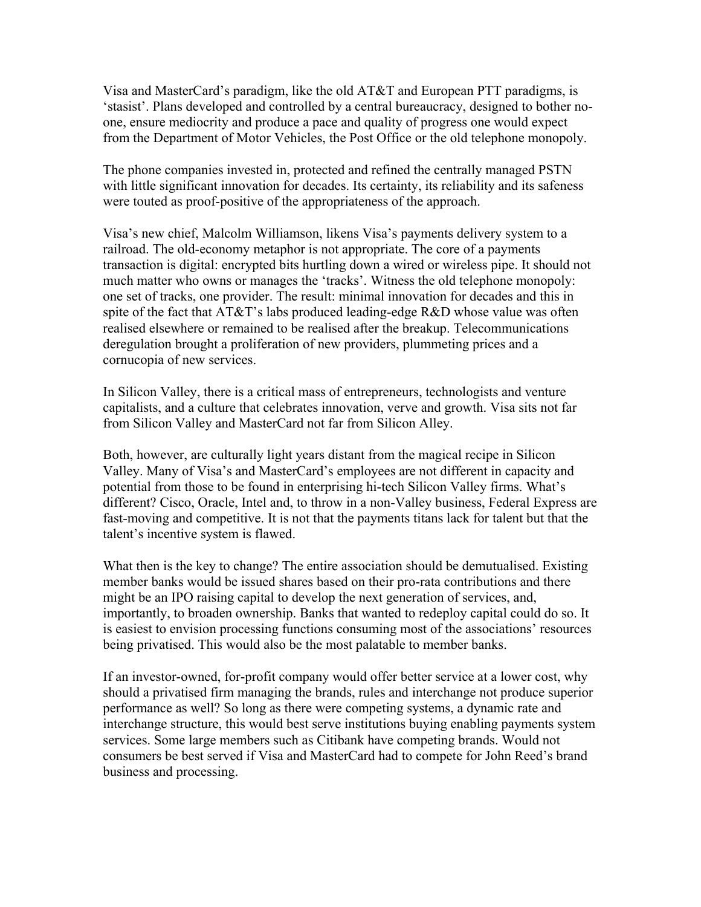Visa and MasterCard's paradigm, like the old AT&T and European PTT paradigms, is 'stasist'. Plans developed and controlled by a central bureaucracy, designed to bother no-one, ensure mediocrity and produce a pace and quality of progress one would expect from the Department of Motor Vehicles, the Post Office or the old telephone monopoly.

The phone companies invested in, protected and refined the centrally managed PSTN with little significant innovation for decades. Its certainty, its reliability and its safeness were touted as proof-positive of the appropriateness of the approach.

Visa's new chief, Malcolm Williamson, likens Visa's payments delivery system to a railroad. The old-economy metaphor is not appropriate. The core of a payments transaction is digital: encrypted bits hurtling down a wired or wireless pipe. It should not much matter who owns or manages the 'tracks'. Witness the old telephone monopoly: one set of tracks, one provider. The result: minimal innovation for decades and this in spite of the fact that AT&T's labs produced leading-edge R&D whose value was often realised elsewhere or remained to be realised after the breakup. Telecommunications deregulation brought a proliferation of new providers, plummeting prices and a cornucopia of new services.

In Silicon Valley, there is a critical mass of entrepreneurs, technologists and venture capitalists, and a culture that celebrates innovation, verve and growth. Visa sits not far from Silicon Valley and MasterCard not far from Silicon Alley.

Both, however, are culturally light years distant from the magical recipe in Silicon Valley. Many of Visa's and MasterCard's employees are not different in capacity and potential from those to be found in enterprising hi-tech Silicon Valley firms. What's different? Cisco, Oracle, Intel and, to throw in a non-Valley business, Federal Express are fast-moving and competitive. It is not that the payments titans lack for talent but that the talent's incentive system is flawed.

What then is the key to change? The entire association should be demutualised. Existing member banks would be issued shares based on their pro-rata contributions and there might be an IPO raising capital to develop the next generation of services, and, importantly, to broaden ownership. Banks that wanted to redeploy capital could do so. It is easiest to envision processing functions consuming most of the associations' resources being privatised. This would also be the most palatable to member banks.

If an investor-owned, for-profit company would offer better service at a lower cost, why should a privatised firm managing the brands, rules and interchange not produce superior performance as well? So long as there were competing systems, a dynamic rate and interchange structure, this would best serve institutions buying enabling payments system services. Some large members such as Citibank have competing brands. Would not consumers be best served if Visa and MasterCard had to compete for John Reed's brand business and processing.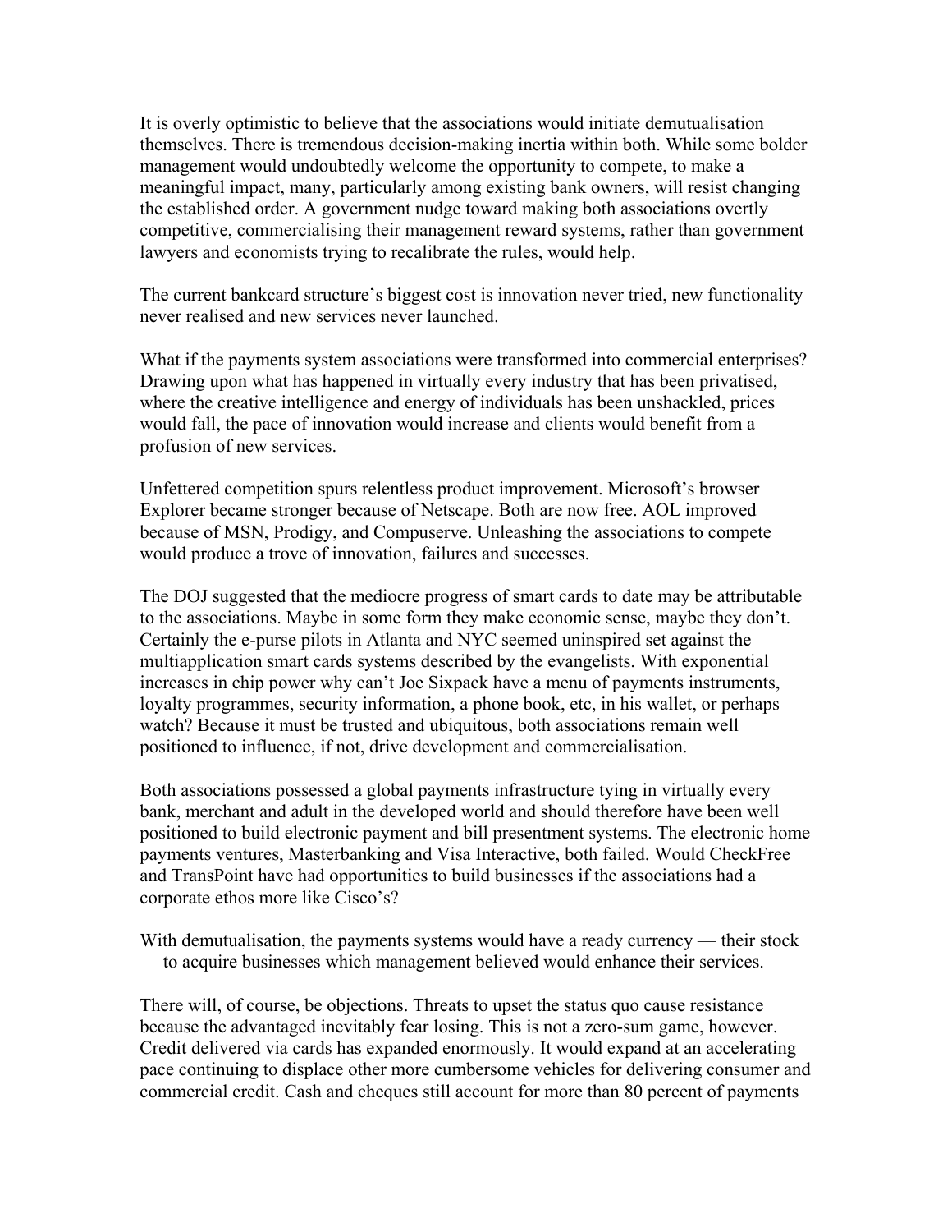It is overly optimistic to believe that the associations would initiate demutualisation themselves. There is tremendous decision-making inertia within both. While some bolder management would undoubtedly welcome the opportunity to compete, to make a meaningful impact, many, particularly among existing bank owners, will resist changing the established order. A government nudge toward making both associations overtly competitive, commercialising their management reward systems, rather than government lawyers and economists trying to recalibrate the rules, would help.

The current bankcard structure's biggest cost is innovation never tried, new functionality never realised and new services never launched.

What if the payments system associations were transformed into commercial enterprises? Drawing upon what has happened in virtually every industry that has been privatised, where the creative intelligence and energy of individuals has been unshackled, prices would fall, the pace of innovation would increase and clients would benefit from a profusion of new services.

Unfettered competition spurs relentless product improvement. Microsoft's browser Explorer became stronger because of Netscape. Both are now free. AOL improved because of MSN, Prodigy, and Compuserve. Unleashing the associations to compete would produce a trove of innovation, failures and successes.

The DOJ suggested that the mediocre progress of smart cards to date may be attributable to the associations. Maybe in some form they make economic sense, maybe they don't. Certainly the e-purse pilots in Atlanta and NYC seemed uninspired set against the multiapplication smart cards systems described by the evangelists. With exponential increases in chip power why can't Joe Sixpack have a menu of payments instruments, loyalty programmes, security information, a phone book, etc, in his wallet, or perhaps watch? Because it must be trusted and ubiquitous, both associations remain well positioned to influence, if not, drive development and commercialisation.

Both associations possessed a global payments infrastructure tying in virtually every bank, merchant and adult in the developed world and should therefore have been well positioned to build electronic payment and bill presentment systems. The electronic home payments ventures, Masterbanking and Visa Interactive, both failed. Would CheckFree and TransPoint have had opportunities to build businesses if the associations had a corporate ethos more like Cisco's?

With demutualisation, the payments systems would have a ready currency — their stock — to acquire businesses which management believed would enhance their services.

There will, of course, be objections. Threats to upset the status quo cause resistance because the advantaged inevitably fear losing. This is not a zero-sum game, however. Credit delivered via cards has expanded enormously. It would expand at an accelerating pace continuing to displace other more cumbersome vehicles for delivering consumer and commercial credit. Cash and cheques still account for more than 80 percent of payments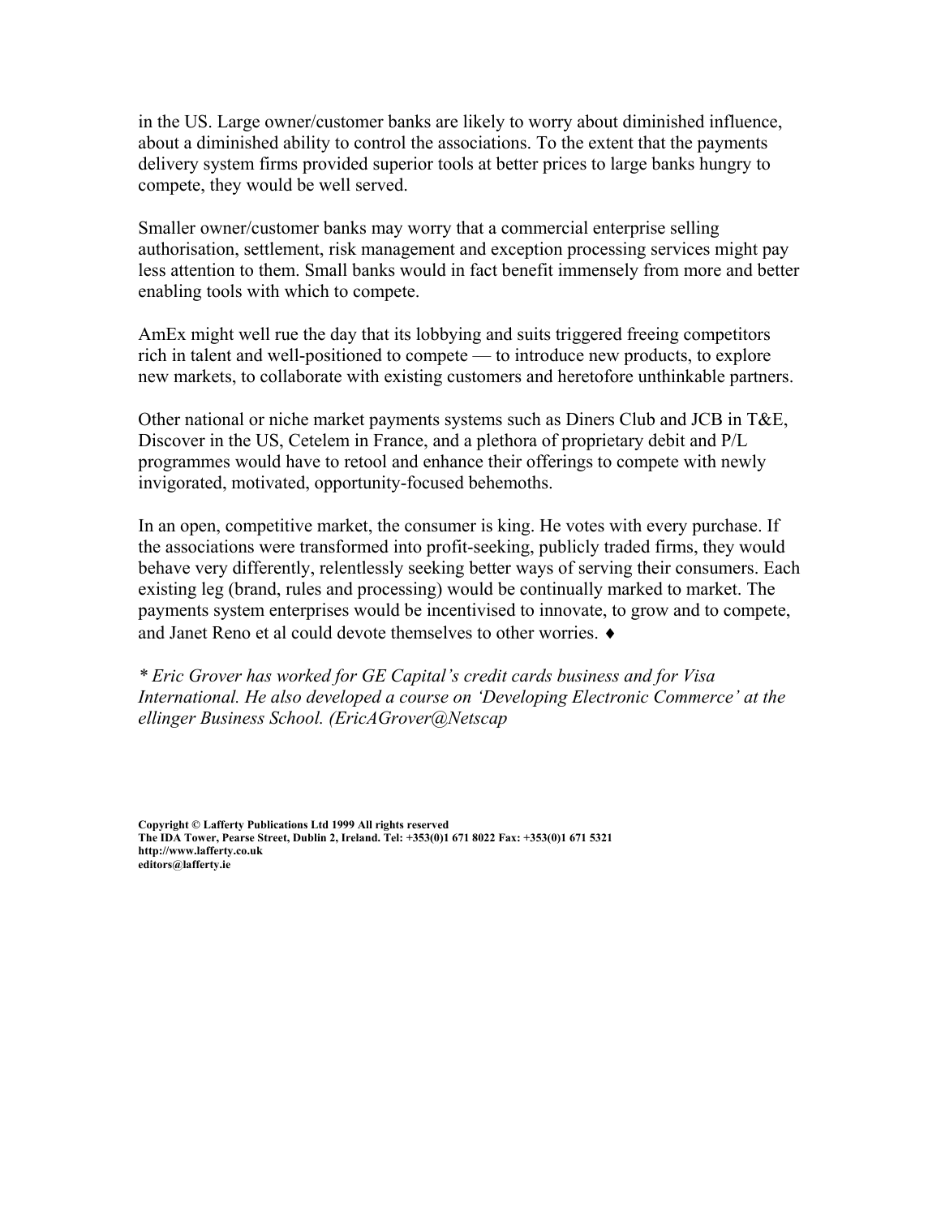in the US. Large owner/customer banks are likely to worry about diminished influence, about a diminished ability to control the associations. To the extent that the payments delivery system firms provided superior tools at better prices to large banks hungry to compete, they would be well served.

Smaller owner/customer banks may worry that a commercial enterprise selling authorisation, settlement, risk management and exception processing services might pay less attention to them. Small banks would in fact benefit immensely from more and better enabling tools with which to compete.

AmEx might well rue the day that its lobbying and suits triggered freeing competitors rich in talent and well-positioned to compete — to introduce new products, to explore new markets, to collaborate with existing customers and heretofore unthinkable partners.

Other national or niche market payments systems such as Diners Club and JCB in T&E, Discover in the US, Cetelem in France, and a plethora of proprietary debit and P/L programmes would have to retool and enhance their offerings to compete with newly invigorated, motivated, opportunity-focused behemoths.

In an open, competitive market, the consumer is king. He votes with every purchase. If the associations were transformed into profit-seeking, publicly traded firms, they would behave very differently, relentlessly seeking better ways of serving their consumers. Each existing leg (brand, rules and processing) would be continually marked to market. The payments system enterprises would be incentivised to innovate, to grow and to compete, and Janet Reno et al could devote themselves to other worries. ♦

*\* Eric Grover has worked for GE Capital's credit cards business and for Visa International. He also developed a course on 'Developing Electronic Commerce' at the ellinger Business School. (EricAGrover@Netscap*

**Copyright © Lafferty Publications Ltd 1999 All rights reserved**
**The IDA Tower, Pearse Street, Dublin 2, Ireland. Tel: +353(0)1 671 8022 Fax: +353(0)1 671 5321**
**http://www.lafferty.co.uk**
**editors@lafferty.ie**